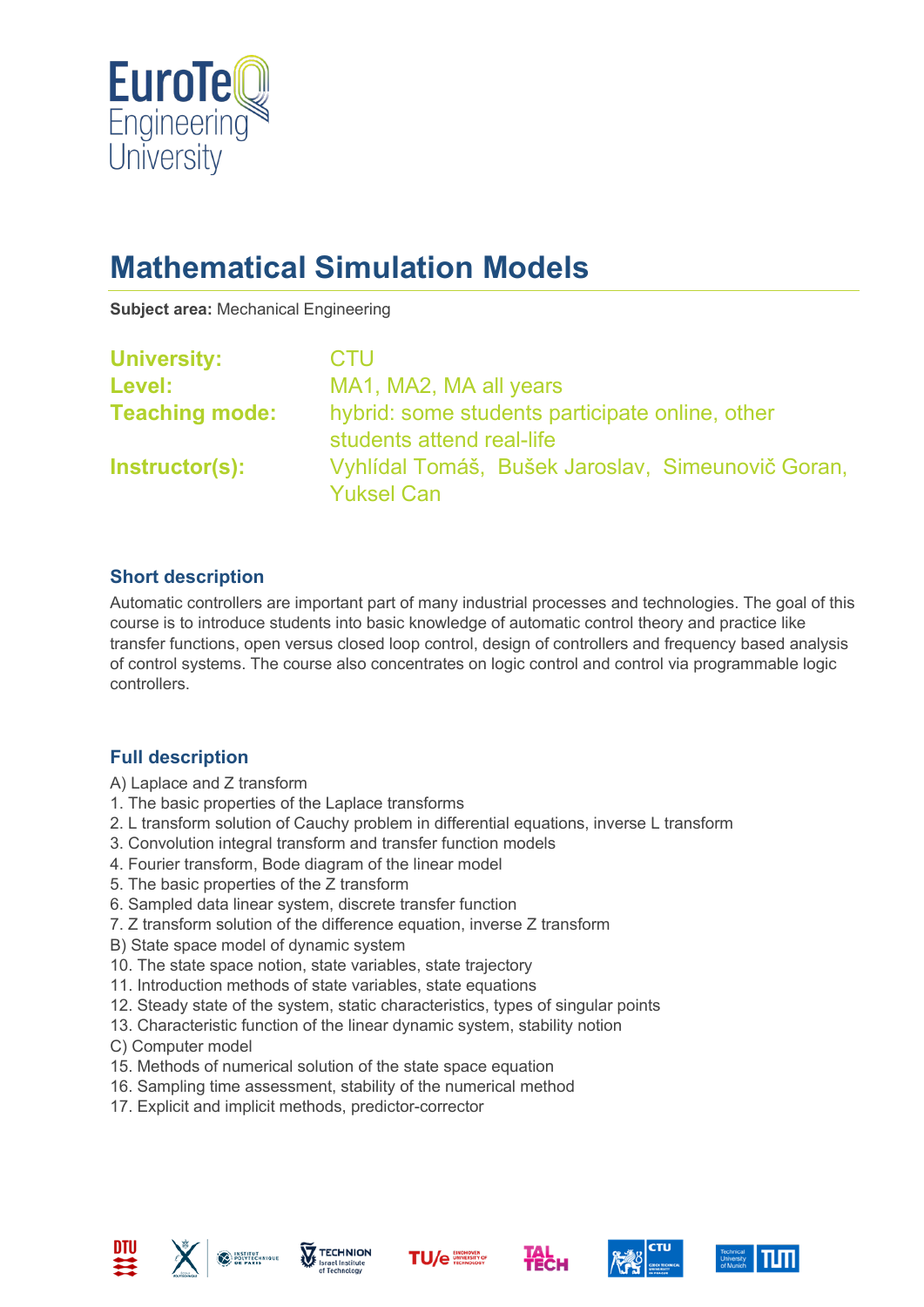EuroTeQ Engineering University

# Mathematical Simulation Models

**Subject area:** Mechanical Engineering

**University:** CTU
**Level:** MA1, MA2, MA all years
**Teaching mode:** hybrid: some students participate online, other students attend real-life
**Instructor(s):** Vyhlídal Tomáš, Bušek Jaroslav, Simeunovič Goran, Yuksel Can

## Short description

Automatic controllers are important part of many industrial processes and technologies. The goal of this course is to introduce students into basic knowledge of automatic control theory and practice like transfer functions, open versus closed loop control, design of controllers and frequency based analysis of control systems. The course also concentrates on logic control and control via programmable logic controllers.

## Full description

A) Laplace and Z transform
1. The basic properties of the Laplace transforms
2. L transform solution of Cauchy problem in differential equations, inverse L transform
3. Convolution integral transform and transfer function models
4. Fourier transform, Bode diagram of the linear model
5. The basic properties of the Z transform
6. Sampled data linear system, discrete transfer function
7. Z transform solution of the difference equation, inverse Z transform

B) State space model of dynamic system
10. The state space notion, state variables, state trajectory
11. Introduction methods of state variables, state equations
12. Steady state of the system, static characteristics, types of singular points
13. Characteristic function of the linear dynamic system, stability notion

C) Computer model
15. Methods of numerical solution of the state space equation
16. Sampling time assessment, stability of the numerical method
17. Explicit and implicit methods, predictor-corrector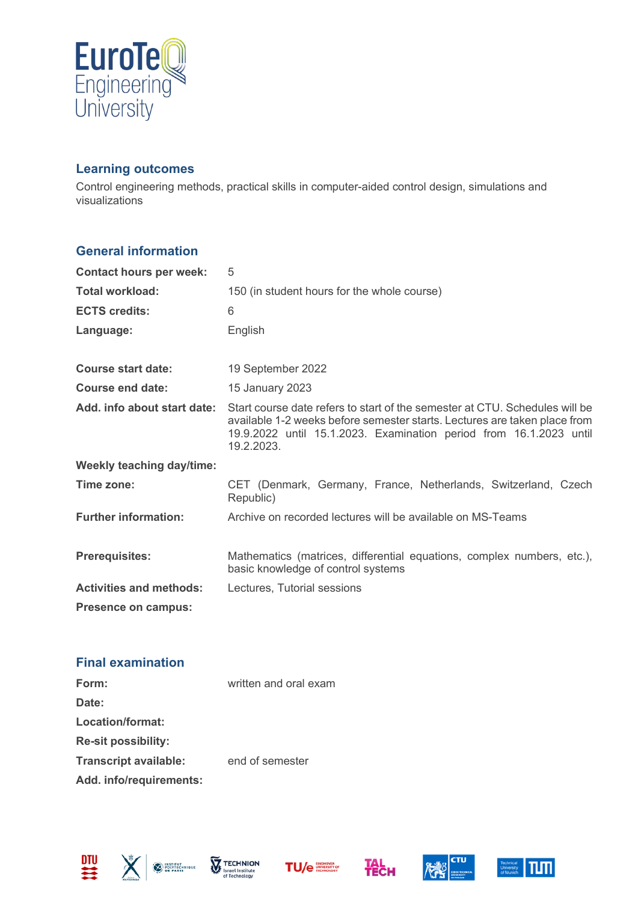## Learning outcomes

Control engineering methods, practical skills in computer-aided control design, simulations and visualizations

## General information

| | |
|---|---|
| **Contact hours per week:** | 5 |
| **Total workload:** | 150 (in student hours for the whole course) |
| **ECTS credits:** | 6 |
| **Language:** | English |
| | |
| **Course start date:** | 19 September 2022 |
| **Course end date:** | 15 January 2023 |
| **Add. info about start date:** | Start course date refers to start of the semester at CTU. Schedules will be available 1-2 weeks before semester starts. Lectures are taken place from 19.9.2022 until 15.1.2023. Examination period from 16.1.2023 until 19.2.2023. |
| **Weekly teaching day/time:** | |
| **Time zone:** | CET (Denmark, Germany, France, Netherlands, Switzerland, Czech Republic) |
| **Further information:** | Archive on recorded lectures will be available on MS-Teams |
| | |
| **Prerequisites:** | Mathematics (matrices, differential equations, complex numbers, etc.), basic knowledge of control systems |
| **Activities and methods:** | Lectures, Tutorial sessions |
| **Presence on campus:** | |

## Final examination

| | |
|---|---|
| **Form:** | written and oral exam |
| **Date:** | |
| **Location/format:** | |
| **Re-sit possibility:** | |
| **Transcript available:** | end of semester |
| **Add. info/requirements:** | |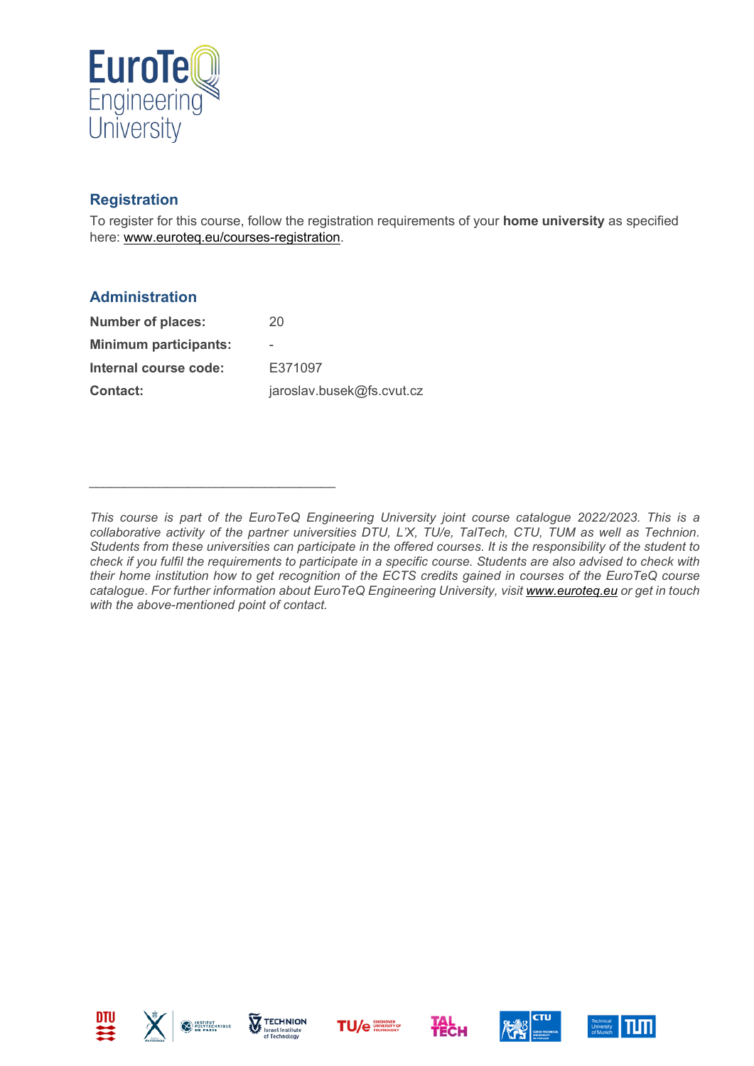## Registration

To register for this course, follow the registration requirements of your **home university** as specified here: www.euroteq.eu/courses-registration.

## Administration

| | |
|---|---|
| **Number of places:** | 20 |
| **Minimum participants:** | - |
| **Internal course code:** | E371097 |
| **Contact:** | jaroslav.busek@fs.cvut.cz |

---

*This course is part of the EuroTeQ Engineering University joint course catalogue 2022/2023. This is a collaborative activity of the partner universities DTU, L'X, TU/e, TalTech, CTU, TUM as well as Technion. Students from these universities can participate in the offered courses. It is the responsibility of the student to check if you fulfil the requirements to participate in a specific course. Students are also advised to check with their home institution how to get recognition of the ECTS credits gained in courses of the EuroTeQ course catalogue. For further information about EuroTeQ Engineering University, visit www.euroteq.eu or get in touch with the above-mentioned point of contact.*